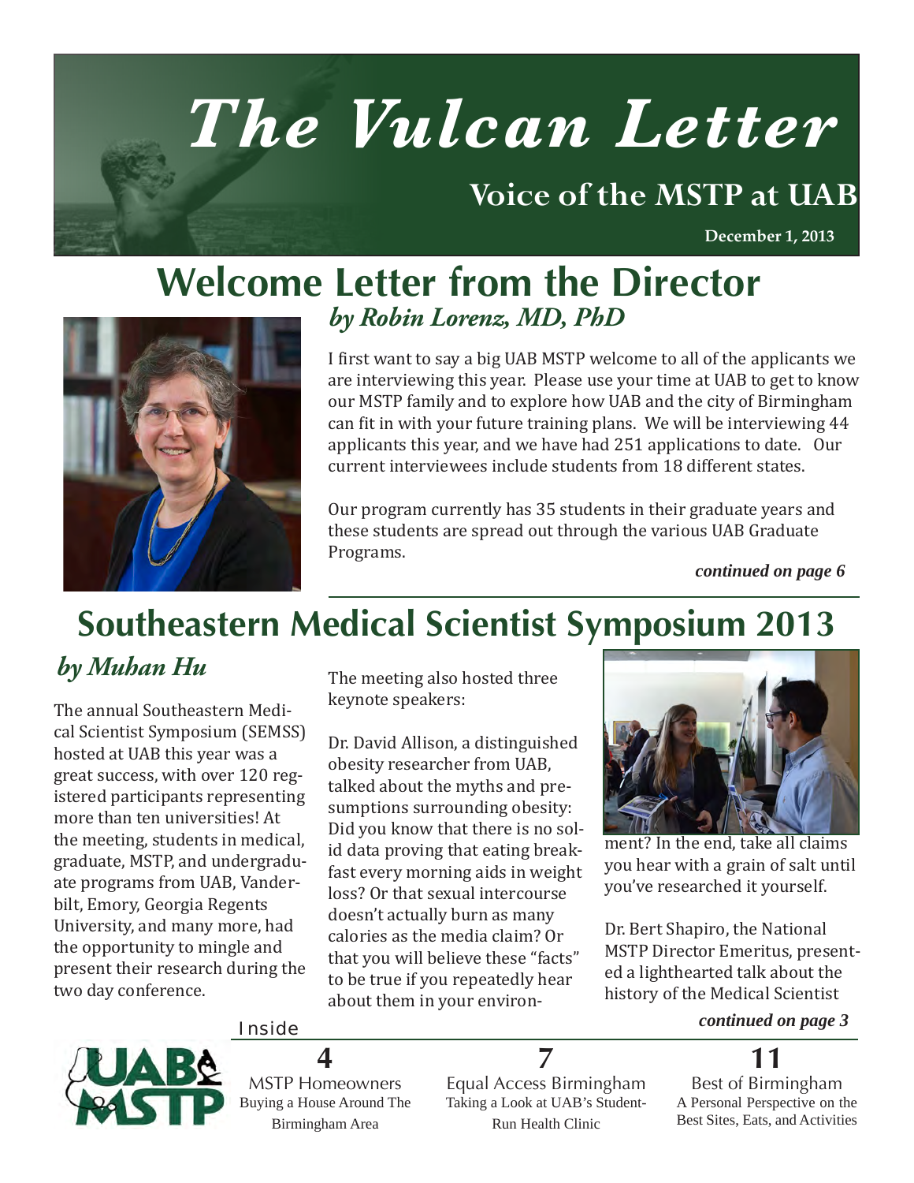# The Vulcan Letter

## Voice of the MSTP at UAB

**December 1, 2013**

## Welcome Letter from the Director

### *by Robin Lorenz, MD, PhD*

I first want to say a big UAB MSTP welcome to all of the applicants we are interviewing this year. Please use your time at UAB to get to know our MSTP family and to explore how UAB and the city of Birmingham can fit in with your future training plans. We will be interviewing 44 applicants this year, and we have had 251 applications to date. Our current interviewees include students from 18 different states.

Our program currently has 35 students in their graduate years and these students are spread out through the various UAB Graduate Programs.

***continued on page 6***

## Southeastern Medical Scientist Symposium 2013

### *by Muhan Hu*

The annual Southeastern Medical Scientist Symposium (SEMSS) hosted at UAB this year was a great success, with over 120 registered participants representing more than ten universities! At the meeting, students in medical, graduate, MSTP, and undergraduate programs from UAB, Vanderbilt, Emory, Georgia Regents University, and many more, had the opportunity to mingle and present their research during the two day conference.

The meeting also hosted three keynote speakers:

Dr. David Allison, a distinguished obesity researcher from UAB, talked about the myths and presumptions surrounding obesity: Did you know that there is no solid data proving that eating breakfast every morning aids in weight loss? Or that sexual intercourse doesn't actually burn as many calories as the media claim? Or that you will believe these "facts" to be true if you repeatedly hear about them in your environment? In the end, take all claims you hear with a grain of salt until you've researched it yourself.

Dr. Bert Shapiro, the National MSTP Director Emeritus, presented a lighthearted talk about the history of the Medical Scientist

***continued on page 3***

### Inside

**4** MSTP Homeowners
Buying a House Around The Birmingham Area

**7** Equal Access Birmingham
Taking a Look at UAB's Student-Run Health Clinic

**11** Best of Birmingham
A Personal Perspective on the Best Sites, Eats, and Activities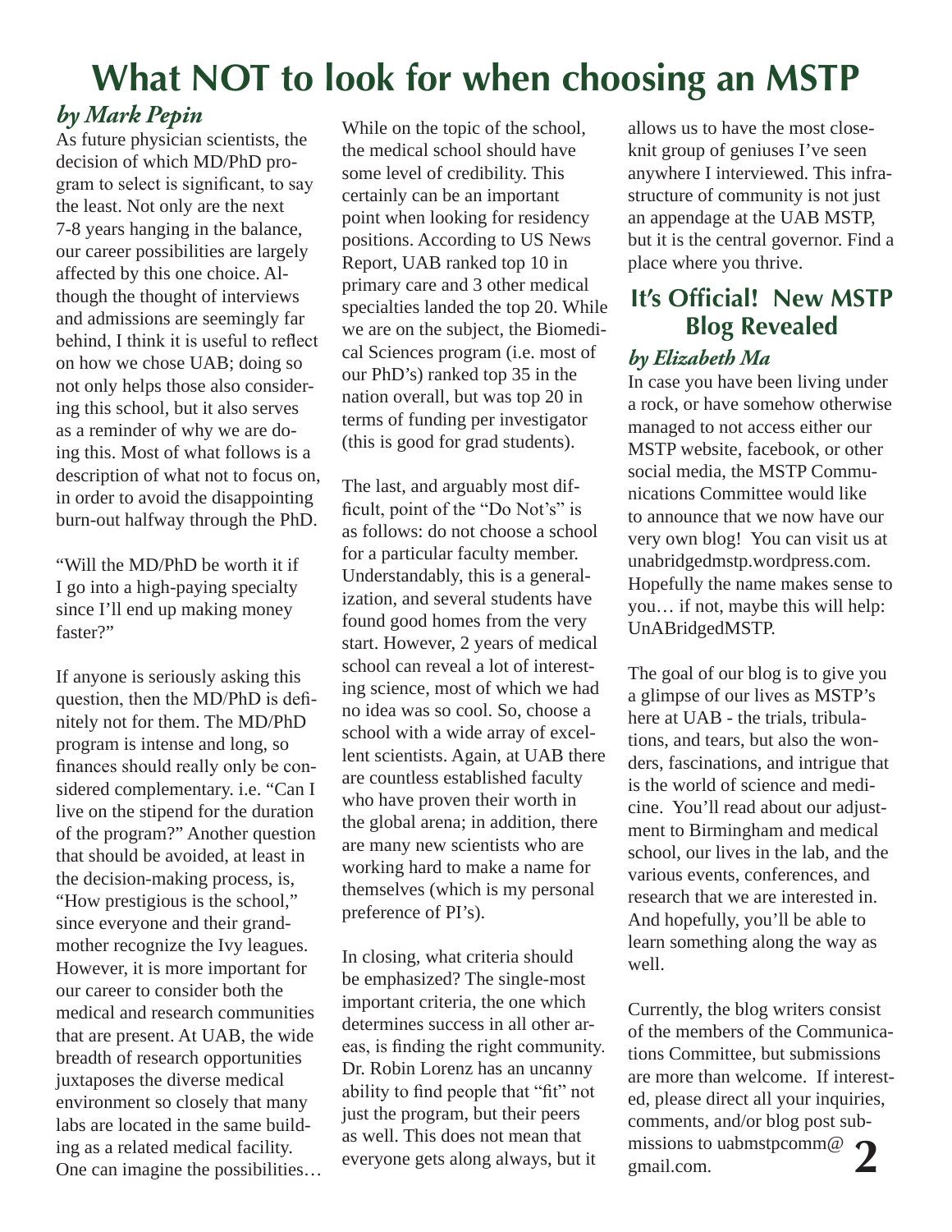# What NOT to look for when choosing an MSTP

*by Mark Pepin*

As future physician scientists, the decision of which MD/PhD program to select is significant, to say the least. Not only are the next 7-8 years hanging in the balance, our career possibilities are largely affected by this one choice. Although the thought of interviews and admissions are seemingly far behind, I think it is useful to reflect on how we chose UAB; doing so not only helps those also considering this school, but it also serves as a reminder of why we are doing this. Most of what follows is a description of what not to focus on, in order to avoid the disappointing burn-out halfway through the PhD.

"Will the MD/PhD be worth it if I go into a high-paying specialty since I'll end up making money faster?"

If anyone is seriously asking this question, then the MD/PhD is definitely not for them. The MD/PhD program is intense and long, so finances should really only be considered complementary. i.e. "Can I live on the stipend for the duration of the program?" Another question that should be avoided, at least in the decision-making process, is, "How prestigious is the school," since everyone and their grandmother recognize the Ivy leagues. However, it is more important for our career to consider both the medical and research communities that are present. At UAB, the wide breadth of research opportunities juxtaposes the diverse medical environment so closely that many labs are located in the same building as a related medical facility. One can imagine the possibilities…

While on the topic of the school, the medical school should have some level of credibility. This certainly can be an important point when looking for residency positions. According to US News Report, UAB ranked top 10 in primary care and 3 other medical specialties landed the top 20. While we are on the subject, the Biomedical Sciences program (i.e. most of our PhD's) ranked top 35 in the nation overall, but was top 20 in terms of funding per investigator (this is good for grad students).

The last, and arguably most difficult, point of the "Do Not's" is as follows: do not choose a school for a particular faculty member. Understandably, this is a generalization, and several students have found good homes from the very start. However, 2 years of medical school can reveal a lot of interesting science, most of which we had no idea was so cool. So, choose a school with a wide array of excellent scientists. Again, at UAB there are countless established faculty who have proven their worth in the global arena; in addition, there are many new scientists who are working hard to make a name for themselves (which is my personal preference of PI's).

In closing, what criteria should be emphasized? The single-most important criteria, the one which determines success in all other areas, is finding the right community. Dr. Robin Lorenz has an uncanny ability to find people that "fit" not just the program, but their peers as well. This does not mean that everyone gets along always, but it allows us to have the most close-knit group of geniuses I've seen anywhere I interviewed. This infrastructure of community is not just an appendage at the UAB MSTP, but it is the central governor. Find a place where you thrive.

## It's Official! New MSTP Blog Revealed

*by Elizabeth Ma*

In case you have been living under a rock, or have somehow otherwise managed to not access either our MSTP website, facebook, or other social media, the MSTP Communications Committee would like to announce that we now have our very own blog! You can visit us at unabridgedmstp.wordpress.com. Hopefully the name makes sense to you… if not, maybe this will help: UnABridgedMSTP.

The goal of our blog is to give you a glimpse of our lives as MSTP's here at UAB - the trials, tribulations, and tears, but also the wonders, fascinations, and intrigue that is the world of science and medicine. You'll read about our adjustment to Birmingham and medical school, our lives in the lab, and the various events, conferences, and research that we are interested in. And hopefully, you'll be able to learn something along the way as well.

Currently, the blog writers consist of the members of the Communications Committee, but submissions are more than welcome. If interested, please direct all your inquiries, comments, and/or blog post submissions to uabmstpcomm@gmail.com.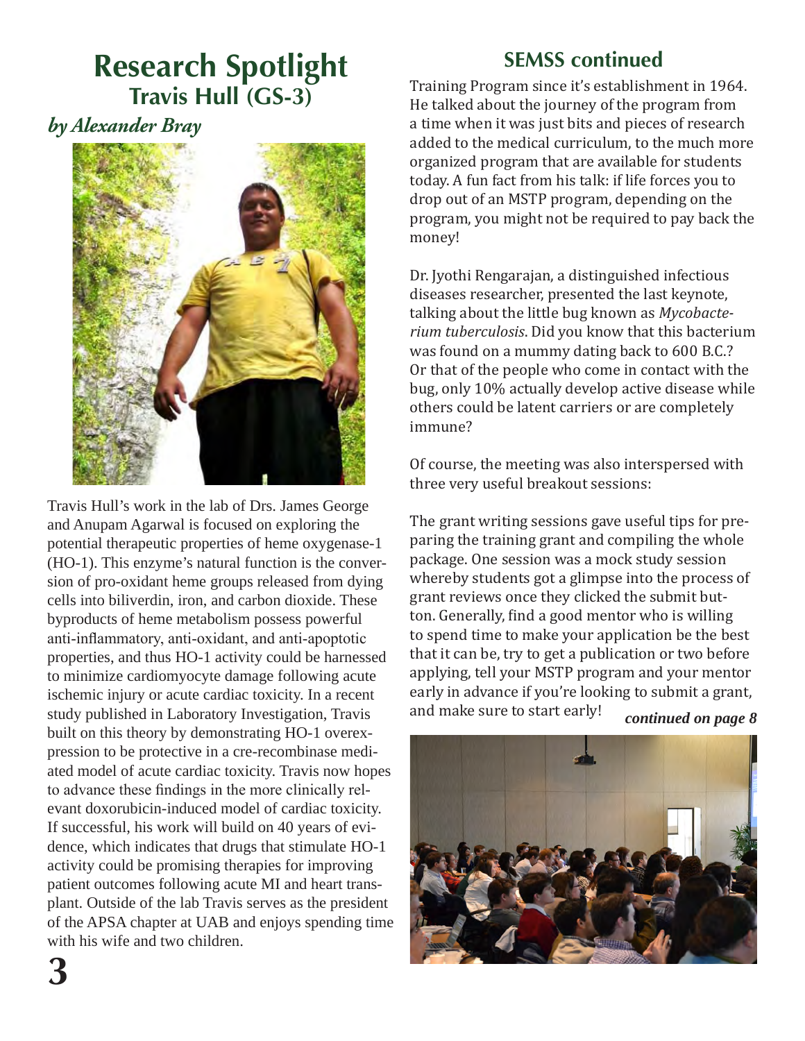# Research Spotlight

## Travis Hull (GS-3)

*by Alexander Bray*

Travis Hull's work in the lab of Drs. James George and Anupam Agarwal is focused on exploring the potential therapeutic properties of heme oxygenase-1 (HO-1). This enzyme's natural function is the conversion of pro-oxidant heme groups released from dying cells into biliverdin, iron, and carbon dioxide. These byproducts of heme metabolism possess powerful anti-inflammatory, anti-oxidant, and anti-apoptotic properties, and thus HO-1 activity could be harnessed to minimize cardiomyocyte damage following acute ischemic injury or acute cardiac toxicity. In a recent study published in Laboratory Investigation, Travis built on this theory by demonstrating HO-1 overexpression to be protective in a cre-recombinase mediated model of acute cardiac toxicity. Travis now hopes to advance these findings in the more clinically relevant doxorubicin-induced model of cardiac toxicity. If successful, his work will build on 40 years of evidence, which indicates that drugs that stimulate HO-1 activity could be promising therapies for improving patient outcomes following acute MI and heart transplant. Outside of the lab Travis serves as the president of the APSA chapter at UAB and enjoys spending time with his wife and two children.

## SEMSS continued

Training Program since it's establishment in 1964. He talked about the journey of the program from a time when it was just bits and pieces of research added to the medical curriculum, to the much more organized program that are available for students today. A fun fact from his talk: if life forces you to drop out of an MSTP program, depending on the program, you might not be required to pay back the money!

Dr. Jyothi Rengarajan, a distinguished infectious diseases researcher, presented the last keynote, talking about the little bug known as *Mycobacterium tuberculosis*. Did you know that this bacterium was found on a mummy dating back to 600 B.C.? Or that of the people who come in contact with the bug, only 10% actually develop active disease while others could be latent carriers or are completely immune?

Of course, the meeting was also interspersed with three very useful breakout sessions:

The grant writing sessions gave useful tips for preparing the training grant and compiling the whole package. One session was a mock study session whereby students got a glimpse into the process of grant reviews once they clicked the submit button. Generally, find a good mentor who is willing to spend time to make your application be the best that it can be, try to get a publication or two before applying, tell your MSTP program and your mentor early in advance if you're looking to submit a grant, and make sure to start early!

***continued on page 8***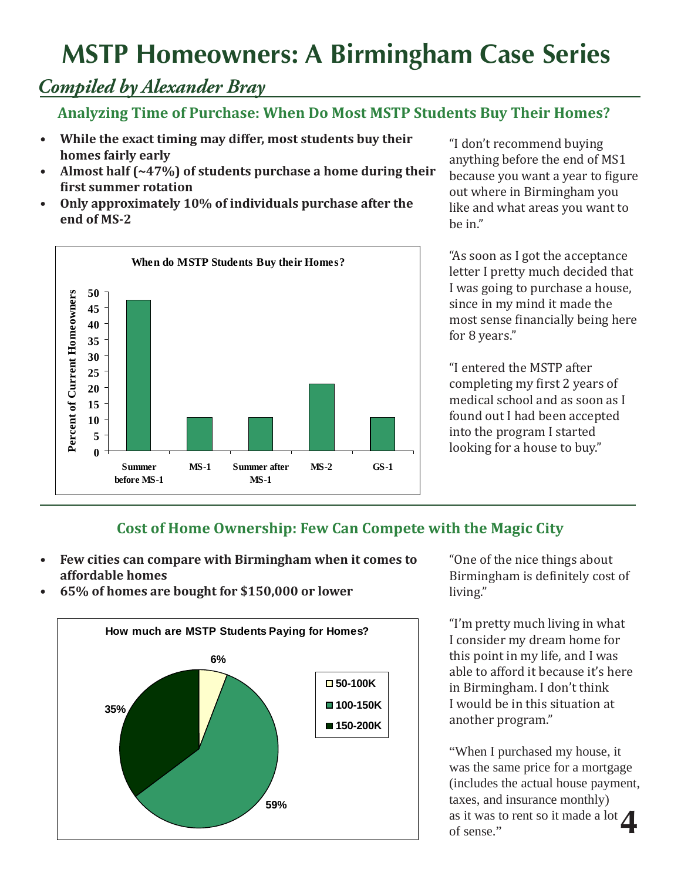# MSTP Homeowners: A Birmingham Case Series

*Compiled by Alexander Bray*

## Analyzing Time of Purchase: When Do Most MSTP Students Buy Their Homes?

- **While the exact timing may differ, most students buy their homes fairly early**
- **Almost half (~47%) of students purchase a home during their first summer rotation**
- **Only approximately 10% of individuals purchase after the end of MS-2**

**When do MSTP Students Buy their Homes?**

| Time of Purchase | Percent of Current Homeowners |
|---|---|
| Summer before MS-1 | ~47 |
| MS-1 | ~10.5 |
| Summer after MS-1 | ~10.5 |
| MS-2 | ~21 |
| GS-1 | ~10.5 |

"I don't recommend buying anything before the end of MS1 because you want a year to figure out where in Birmingham you like and what areas you want to be in."

"As soon as I got the acceptance letter I pretty much decided that I was going to purchase a house, since in my mind it made the most sense financially being here for 8 years."

"I entered the MSTP after completing my first 2 years of medical school and as soon as I found out I had been accepted into the program I started looking for a house to buy."

## Cost of Home Ownership: Few Can Compete with the Magic City

- **Few cities can compare with Birmingham when it comes to affordable homes**
- **65% of homes are bought for $150,000 or lower**

**How much are MSTP Students Paying for Homes?**

| Price Range | Percent |
|---|---|
| 50-100K | 6% |
| 100-150K | 59% |
| 150-200K | 35% |

"One of the nice things about Birmingham is definitely cost of living."

"I'm pretty much living in what I consider my dream home for this point in my life, and I was able to afford it because it's here in Birmingham. I don't think I would be in this situation at another program."

"When I purchased my house, it was the same price for a mortgage (includes the actual house payment, taxes, and insurance monthly) as it was to rent so it made a lot of sense."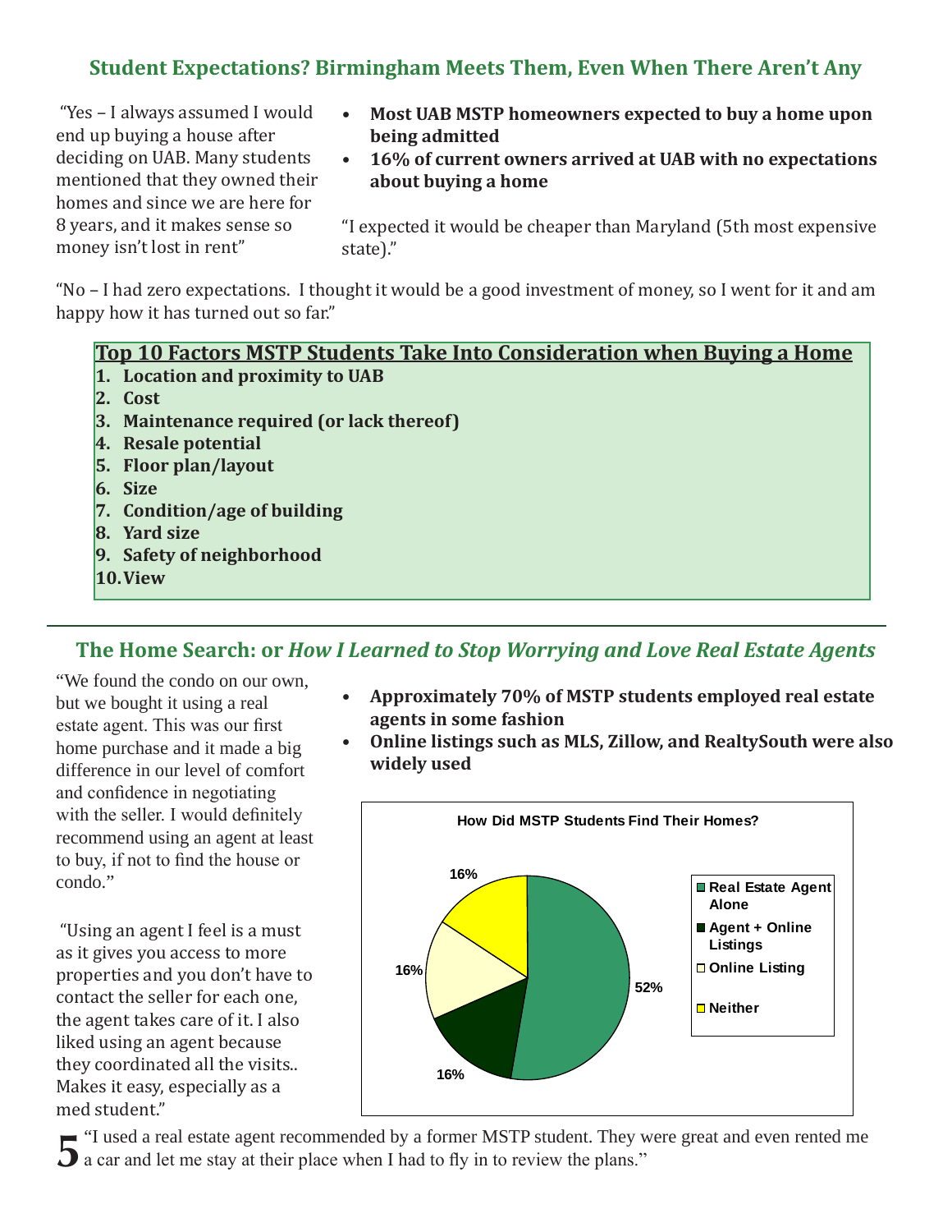## Student Expectations? Birmingham Meets Them, Even When There Aren't Any

"Yes – I always assumed I would end up buying a house after deciding on UAB. Many students mentioned that they owned their homes and since we are here for 8 years, and it makes sense so money isn't lost in rent"

- **Most UAB MSTP homeowners expected to buy a home upon being admitted**
- **16% of current owners arrived at UAB with no expectations about buying a home**

"I expected it would be cheaper than Maryland (5th most expensive state)."

"No – I had zero expectations. I thought it would be a good investment of money, so I went for it and am happy how it has turned out so far."

**Top 10 Factors MSTP Students Take Into Consideration when Buying a Home**

1. **Location and proximity to UAB**
2. **Cost**
3. **Maintenance required (or lack thereof)**
4. **Resale potential**
5. **Floor plan/layout**
6. **Size**
7. **Condition/age of building**
8. **Yard size**
9. **Safety of neighborhood**
10. **View**

## The Home Search: or *How I Learned to Stop Worrying and Love Real Estate Agents*

"We found the condo on our own, but we bought it using a real estate agent. This was our first home purchase and it made a big difference in our level of comfort and confidence in negotiating with the seller. I would definitely recommend using an agent at least to buy, if not to find the house or condo."

"Using an agent I feel is a must as it gives you access to more properties and you don't have to contact the seller for each one, the agent takes care of it. I also liked using an agent because they coordinated all the visits.. Makes it easy, especially as a med student."

- **Approximately 70% of MSTP students employed real estate agents in some fashion**
- **Online listings such as MLS, Zillow, and RealtySouth were also widely used**

**How Did MSTP Students Find Their Homes?**

| Method | Percentage |
|---|---|
| Real Estate Agent Alone | 52% |
| Agent + Online Listings | 16% |
| Online Listing | 16% |
| Neither | 16% |

"I used a real estate agent recommended by a former MSTP student. They were great and even rented me a car and let me stay at their place when I had to fly in to review the plans."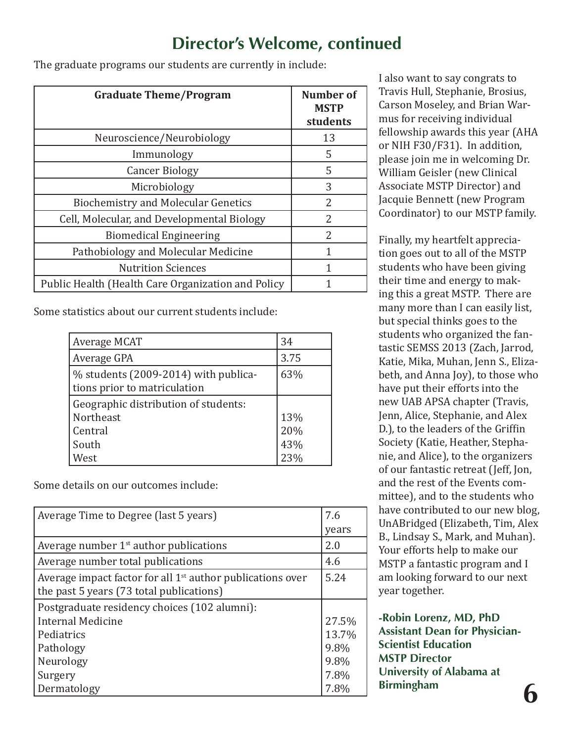## Director's Welcome, continued

The graduate programs our students are currently in include:

| Graduate Theme/Program | Number of MSTP students |
|---|---|
| Neuroscience/Neurobiology | 13 |
| Immunology | 5 |
| Cancer Biology | 5 |
| Microbiology | 3 |
| Biochemistry and Molecular Genetics | 2 |
| Cell, Molecular, and Developmental Biology | 2 |
| Biomedical Engineering | 2 |
| Pathobiology and Molecular Medicine | 1 |
| Nutrition Sciences | 1 |
| Public Health (Health Care Organization and Policy | 1 |

Some statistics about our current students include:

| | |
|---|---|
| Average MCAT | 34 |
| Average GPA | 3.75 |
| % students (2009-2014) with publications prior to matriculation | 63% |
| Geographic distribution of students: | |
| Northeast | 13% |
| Central | 20% |
| South | 43% |
| West | 23% |

Some details on our outcomes include:

| | |
|---|---|
| Average Time to Degree (last 5 years) | 7.6 years |
| Average number 1st author publications | 2.0 |
| Average number total publications | 4.6 |
| Average impact factor for all 1st author publications over the past 5 years (73 total publications) | 5.24 |
| Postgraduate residency choices (102 alumni): | |
| Internal Medicine | 27.5% |
| Pediatrics | 13.7% |
| Pathology | 9.8% |
| Neurology | 9.8% |
| Surgery | 7.8% |
| Dermatology | 7.8% |

I also want to say congrats to Travis Hull, Stephanie, Brosius, Carson Moseley, and Brian Warmus for receiving individual fellowship awards this year (AHA or NIH F30/F31). In addition, please join me in welcoming Dr. William Geisler (new Clinical Associate MSTP Director) and Jacquie Bennett (new Program Coordinator) to our MSTP family.

Finally, my heartfelt appreciation goes out to all of the MSTP students who have been giving their time and energy to making this a great MSTP. There are many more than I can easily list, but special thinks goes to the students who organized the fantastic SEMSS 2013 (Zach, Jarrod, Katie, Mika, Muhan, Jenn S., Elizabeth, and Anna Joy), to those who have put their efforts into the new UAB APSA chapter (Travis, Jenn, Alice, Stephanie, and Alex D.), to the leaders of the Griffin Society (Katie, Heather, Stephanie, and Alice), to the organizers of our fantastic retreat (Jeff, Jon, and the rest of the Events committee), and to the students who have contributed to our new blog, UnABridged (Elizabeth, Tim, Alex B., Lindsay S., Mark, and Muhan). Your efforts help to make our MSTP a fantastic program and I am looking forward to our next year together.

**-Robin Lorenz, MD, PhD**
**Assistant Dean for Physician-Scientist Education**
**MSTP Director**
**University of Alabama at Birmingham**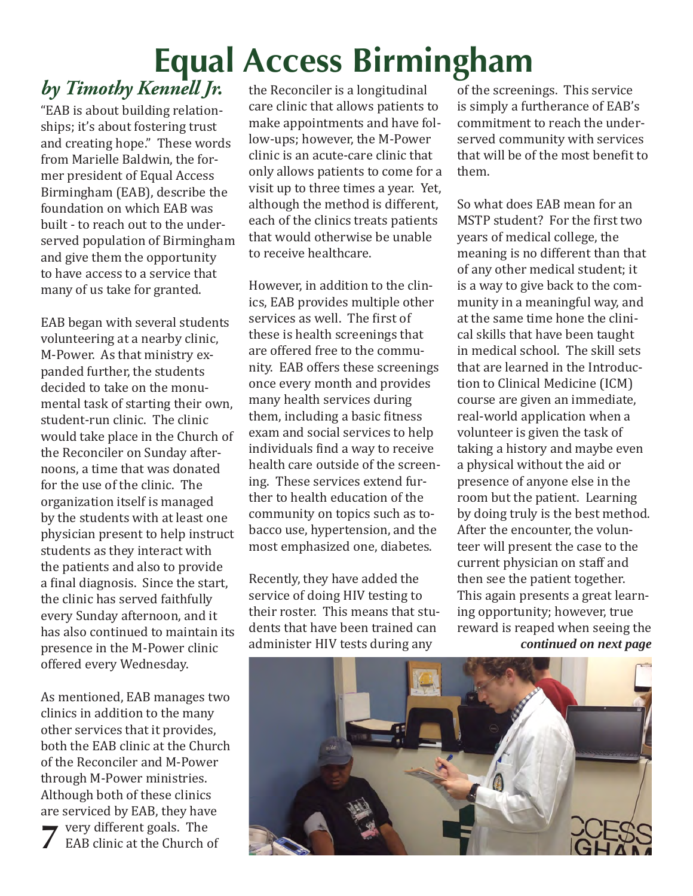# Equal Access Birmingham

*by Timothy Kennell Jr.*

"EAB is about building relationships; it's about fostering trust and creating hope." These words from Marielle Baldwin, the former president of Equal Access Birmingham (EAB), describe the foundation on which EAB was built - to reach out to the underserved population of Birmingham and give them the opportunity to have access to a service that many of us take for granted.

EAB began with several students volunteering at a nearby clinic, M-Power. As that ministry expanded further, the students decided to take on the monumental task of starting their own, student-run clinic. The clinic would take place in the Church of the Reconciler on Sunday afternoons, a time that was donated for the use of the clinic. The organization itself is managed by the students with at least one physician present to help instruct students as they interact with the patients and also to provide a final diagnosis. Since the start, the clinic has served faithfully every Sunday afternoon, and it has also continued to maintain its presence in the M-Power clinic offered every Wednesday.

As mentioned, EAB manages two clinics in addition to the many other services that it provides, both the EAB clinic at the Church of the Reconciler and M-Power through M-Power ministries. Although both of these clinics are serviced by EAB, they have very different goals. The EAB clinic at the Church of the Reconciler is a longitudinal care clinic that allows patients to make appointments and have follow-ups; however, the M-Power clinic is an acute-care clinic that only allows patients to come for a visit up to three times a year. Yet, although the method is different, each of the clinics treats patients that would otherwise be unable to receive healthcare.

However, in addition to the clinics, EAB provides multiple other services as well. The first of these is health screenings that are offered free to the community. EAB offers these screenings once every month and provides many health services during them, including a basic fitness exam and social services to help individuals find a way to receive health care outside of the screening. These services extend further to health education of the community on topics such as tobacco use, hypertension, and the most emphasized one, diabetes.

Recently, they have added the service of doing HIV testing to their roster. This means that students that have been trained can administer HIV tests during any of the screenings. This service is simply a furtherance of EAB's commitment to reach the underserved community with services that will be of the most benefit to them.

So what does EAB mean for an MSTP student? For the first two years of medical college, the meaning is no different than that of any other medical student; it is a way to give back to the community in a meaningful way, and at the same time hone the clinical skills that have been taught in medical school. The skill sets that are learned in the Introduction to Clinical Medicine (ICM) course are given an immediate, real-world application when a volunteer is given the task of taking a history and maybe even a physical without the aid or presence of anyone else in the room but the patient. Learning by doing truly is the best method. After the encounter, the volunteer will present the case to the current physician on staff and then see the patient together. This again presents a great learning opportunity; however, true reward is reaped when seeing the

***continued on next page***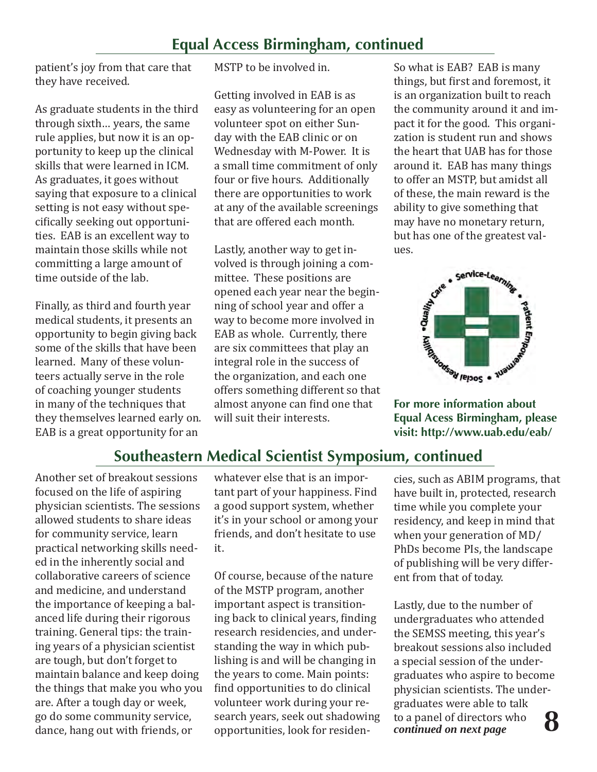## Equal Access Birmingham, continued

patient's joy from that care that they have received.

As graduate students in the third through sixth… years, the same rule applies, but now it is an opportunity to keep up the clinical skills that were learned in ICM. As graduates, it goes without saying that exposure to a clinical setting is not easy without specifically seeking out opportunities. EAB is an excellent way to maintain those skills while not committing a large amount of time outside of the lab.

Finally, as third and fourth year medical students, it presents an opportunity to begin giving back some of the skills that have been learned. Many of these volunteers actually serve in the role of coaching younger students in many of the techniques that they themselves learned early on. EAB is a great opportunity for an MSTP to be involved in.

Getting involved in EAB is as easy as volunteering for an open volunteer spot on either Sunday with the EAB clinic or on Wednesday with M-Power. It is a small time commitment of only four or five hours. Additionally there are opportunities to work at any of the available screenings that are offered each month.

Lastly, another way to get involved is through joining a committee. These positions are opened each year near the beginning of school year and offer a way to become more involved in EAB as whole. Currently, there are six committees that play an integral role in the success of the organization, and each one offers something different so that almost anyone can find one that will suit their interests.

So what is EAB? EAB is many things, but first and foremost, it is an organization built to reach the community around it and impact it for the good. This organization is student run and shows the heart that UAB has for those around it. EAB has many things to offer an MSTP, but amidst all of these, the main reward is the ability to give something that may have no monetary return, but has one of the greatest values.

**For more information about Equal Acess Birmingham, please visit: http://www.uab.edu/eab/**

## Southeastern Medical Scientist Symposium, continued

Another set of breakout sessions focused on the life of aspiring physician scientists. The sessions allowed students to share ideas for community service, learn practical networking skills needed in the inherently social and collaborative careers of science and medicine, and understand the importance of keeping a balanced life during their rigorous training. General tips: the training years of a physician scientist are tough, but don't forget to maintain balance and keep doing the things that make you who you are. After a tough day or week, go do some community service, dance, hang out with friends, or whatever else that is an important part of your happiness. Find a good support system, whether it's in your school or among your friends, and don't hesitate to use it.

Of course, because of the nature of the MSTP program, another important aspect is transitioning back to clinical years, finding research residencies, and understanding the way in which publishing is and will be changing in the years to come. Main points: find opportunities to do clinical volunteer work during your research years, seek out shadowing opportunities, look for residencies, such as ABIM programs, that have built in, protected, research time while you complete your residency, and keep in mind that when your generation of MD/PhDs become PIs, the landscape of publishing will be very different from that of today.

Lastly, due to the number of undergraduates who attended the SEMSS meeting, this year's breakout sessions also included a special session of the undergraduates who aspire to become physician scientists. The undergraduates were able to talk to a panel of directors who

***continued on next page***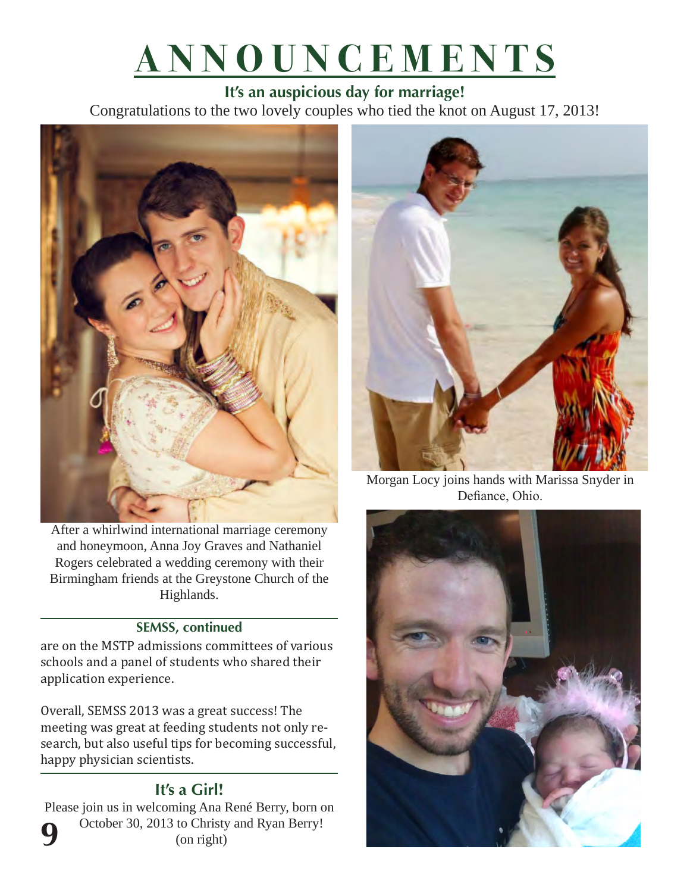# ANNOUNCEMENTS

**It's an auspicious day for marriage!**

Congratulations to the two lovely couples who tied the knot on August 17, 2013!

After a whirlwind international marriage ceremony and honeymoon, Anna Joy Graves and Nathaniel Rogers celebrated a wedding ceremony with their Birmingham friends at the Greystone Church of the Highlands.

Morgan Locy joins hands with Marissa Snyder in Defiance, Ohio.

### SEMSS, continued

are on the MSTP admissions committees of various schools and a panel of students who shared their application experience.

Overall, SEMSS 2013 was a great success! The meeting was great at feeding students not only research, but also useful tips for becoming successful, happy physician scientists.

### It's a Girl!

Please join us in welcoming Ana René Berry, born on October 30, 2013 to Christy and Ryan Berry! (on right)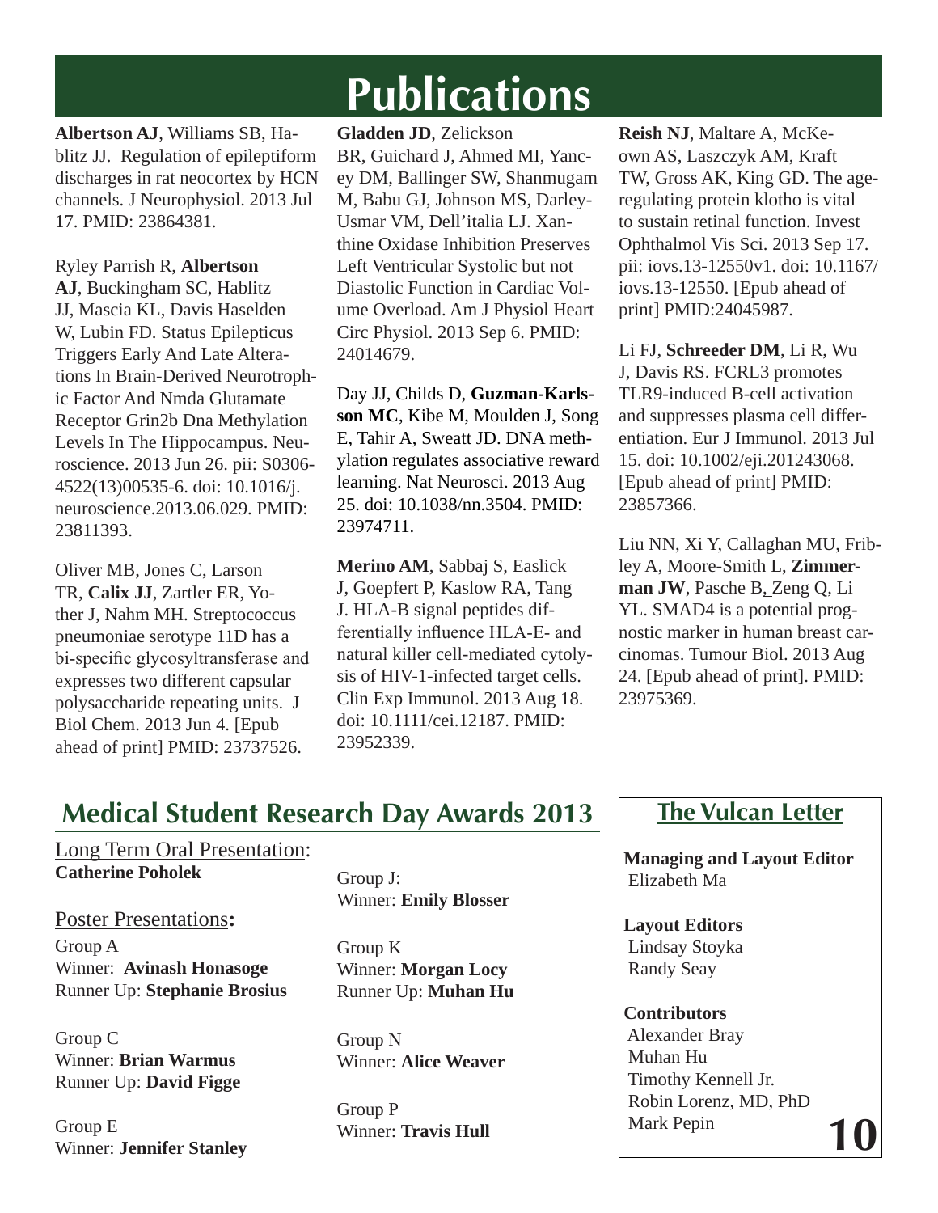# Publications

**Albertson AJ**, Williams SB, Hablitz JJ. Regulation of epileptiform discharges in rat neocortex by HCN channels. J Neurophysiol. 2013 Jul 17. PMID: 23864381.

Ryley Parrish R, **Albertson AJ**, Buckingham SC, Hablitz JJ, Mascia KL, Davis Haselden W, Lubin FD. Status Epilepticus Triggers Early And Late Alterations In Brain-Derived Neurotrophic Factor And Nmda Glutamate Receptor Grin2b Dna Methylation Levels In The Hippocampus. Neuroscience. 2013 Jun 26. pii: S0306-4522(13)00535-6. doi: 10.1016/j.neuroscience.2013.06.029. PMID: 23811393.

Oliver MB, Jones C, Larson TR, **Calix JJ**, Zartler ER, Yother J, Nahm MH. Streptococcus pneumoniae serotype 11D has a bi-specific glycosyltransferase and expresses two different capsular polysaccharide repeating units. J Biol Chem. 2013 Jun 4. [Epub ahead of print] PMID: 23737526.

**Gladden JD**, Zelickson BR, Guichard J, Ahmed MI, Yancey DM, Ballinger SW, Shanmugam M, Babu GJ, Johnson MS, Darley-Usmar VM, Dell'italia LJ. Xanthine Oxidase Inhibition Preserves Left Ventricular Systolic but not Diastolic Function in Cardiac Volume Overload. Am J Physiol Heart Circ Physiol. 2013 Sep 6. PMID: 24014679.

Day JJ, Childs D, **Guzman-Karlsson MC**, Kibe M, Moulden J, Song E, Tahir A, Sweatt JD. DNA methylation regulates associative reward learning. Nat Neurosci. 2013 Aug 25. doi: 10.1038/nn.3504. PMID: 23974711.

**Merino AM**, Sabbaj S, Easlick J, Goepfert P, Kaslow RA, Tang J. HLA-B signal peptides differentially influence HLA-E- and natural killer cell-mediated cytolysis of HIV-1-infected target cells. Clin Exp Immunol. 2013 Aug 18. doi: 10.1111/cei.12187. PMID: 23952339.

**Reish NJ**, Maltare A, McKeown AS, Laszczyk AM, Kraft TW, Gross AK, King GD. The age-regulating protein klotho is vital to sustain retinal function. Invest Ophthalmol Vis Sci. 2013 Sep 17. pii: iovs.13-12550v1. doi: 10.1167/iovs.13-12550. [Epub ahead of print] PMID:24045987.

Li FJ, **Schreeder DM**, Li R, Wu J, Davis RS. FCRL3 promotes TLR9-induced B-cell activation and suppresses plasma cell differentiation. Eur J Immunol. 2013 Jul 15. doi: 10.1002/eji.201243068. [Epub ahead of print] PMID: 23857366.

Liu NN, Xi Y, Callaghan MU, Fribley A, Moore-Smith L, **Zimmerman JW**, Pasche B, Zeng Q, Li YL. SMAD4 is a potential prognostic marker in human breast carcinomas. Tumour Biol. 2013 Aug 24. [Epub ahead of print]. PMID: 23975369.

## Medical Student Research Day Awards 2013

Long Term Oral Presentation:
**Catherine Poholek**

Poster Presentations**:**

Group A
Winner: **Avinash Honasoge**
Runner Up: **Stephanie Brosius**

Group C
Winner: **Brian Warmus**
Runner Up: **David Figge**

Group E
Winner: **Jennifer Stanley**

Group J:
Winner: **Emily Blosser**

Group K
Winner: **Morgan Locy**
Runner Up: **Muhan Hu**

Group N
Winner: **Alice Weaver**

Group P
Winner: **Travis Hull**

## The Vulcan Letter

**Managing and Layout Editor**
Elizabeth Ma

**Layout Editors**
Lindsay Stoyka
Randy Seay

**Contributors**
Alexander Bray
Muhan Hu
Timothy Kennell Jr.
Robin Lorenz, MD, PhD
Mark Pepin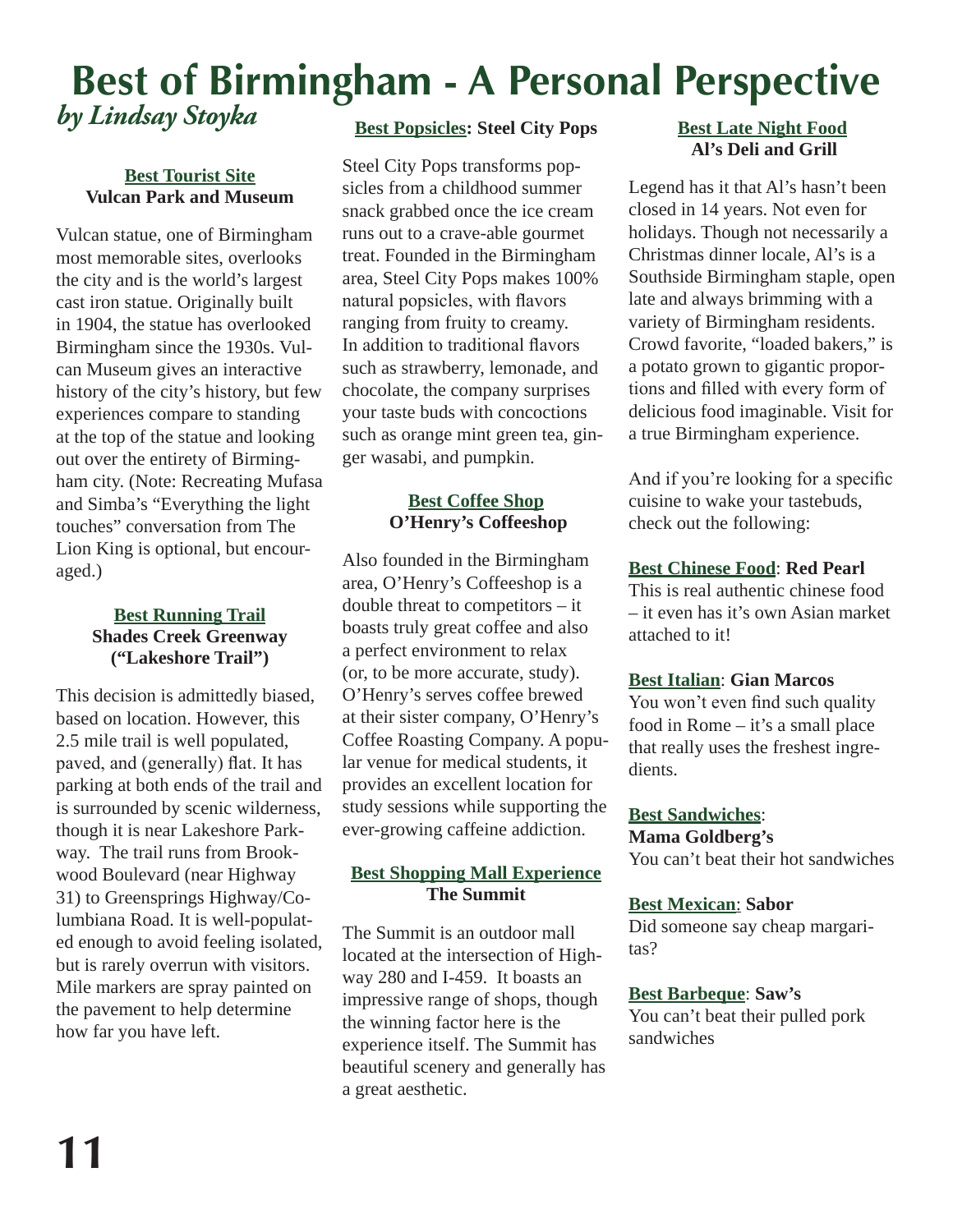# Best of Birmingham - A Personal Perspective

*by Lindsay Stoyka*

### Best Tourist Site
**Vulcan Park and Museum**

Vulcan statue, one of Birmingham most memorable sites, overlooks the city and is the world's largest cast iron statue. Originally built in 1904, the statue has overlooked Birmingham since the 1930s. Vulcan Museum gives an interactive history of the city's history, but few experiences compare to standing at the top of the statue and looking out over the entirety of Birmingham city. (Note: Recreating Mufasa and Simba's "Everything the light touches" conversation from The Lion King is optional, but encouraged.)

### Best Running Trail
**Shades Creek Greenway ("Lakeshore Trail")**

This decision is admittedly biased, based on location. However, this 2.5 mile trail is well populated, paved, and (generally) flat. It has parking at both ends of the trail and is surrounded by scenic wilderness, though it is near Lakeshore Parkway. The trail runs from Brookwood Boulevard (near Highway 31) to Greensprings Highway/Columbiana Road. It is well-populated enough to avoid feeling isolated, but is rarely overrun with visitors. Mile markers are spray painted on the pavement to help determine how far you have left.

### Best Popsicles: Steel City Pops

Steel City Pops transforms popsicles from a childhood summer snack grabbed once the ice cream runs out to a crave-able gourmet treat. Founded in the Birmingham area, Steel City Pops makes 100% natural popsicles, with flavors ranging from fruity to creamy. In addition to traditional flavors such as strawberry, lemonade, and chocolate, the company surprises your taste buds with concoctions such as orange mint green tea, ginger wasabi, and pumpkin.

### Best Coffee Shop
**O'Henry's Coffeeshop**

Also founded in the Birmingham area, O'Henry's Coffeeshop is a double threat to competitors – it boasts truly great coffee and also a perfect environment to relax (or, to be more accurate, study). O'Henry's serves coffee brewed at their sister company, O'Henry's Coffee Roasting Company. A popular venue for medical students, it provides an excellent location for study sessions while supporting the ever-growing caffeine addiction.

### Best Shopping Mall Experience
**The Summit**

The Summit is an outdoor mall located at the intersection of Highway 280 and I-459. It boasts an impressive range of shops, though the winning factor here is the experience itself. The Summit has beautiful scenery and generally has a great aesthetic.

### Best Late Night Food
**Al's Deli and Grill**

Legend has it that Al's hasn't been closed in 14 years. Not even for holidays. Though not necessarily a Christmas dinner locale, Al's is a Southside Birmingham staple, open late and always brimming with a variety of Birmingham residents. Crowd favorite, "loaded bakers," is a potato grown to gigantic proportions and filled with every form of delicious food imaginable. Visit for a true Birmingham experience.

And if you're looking for a specific cuisine to wake your tastebuds, check out the following:

**Best Chinese Food**: **Red Pearl**
This is real authentic chinese food – it even has it's own Asian market attached to it!

**Best Italian**: **Gian Marcos**
You won't even find such quality food in Rome – it's a small place that really uses the freshest ingredients.

**Best Sandwiches**:
**Mama Goldberg's**
You can't beat their hot sandwiches

**Best Mexican**: **Sabor**
Did someone say cheap margaritas?

**Best Barbeque**: **Saw's**
You can't beat their pulled pork sandwiches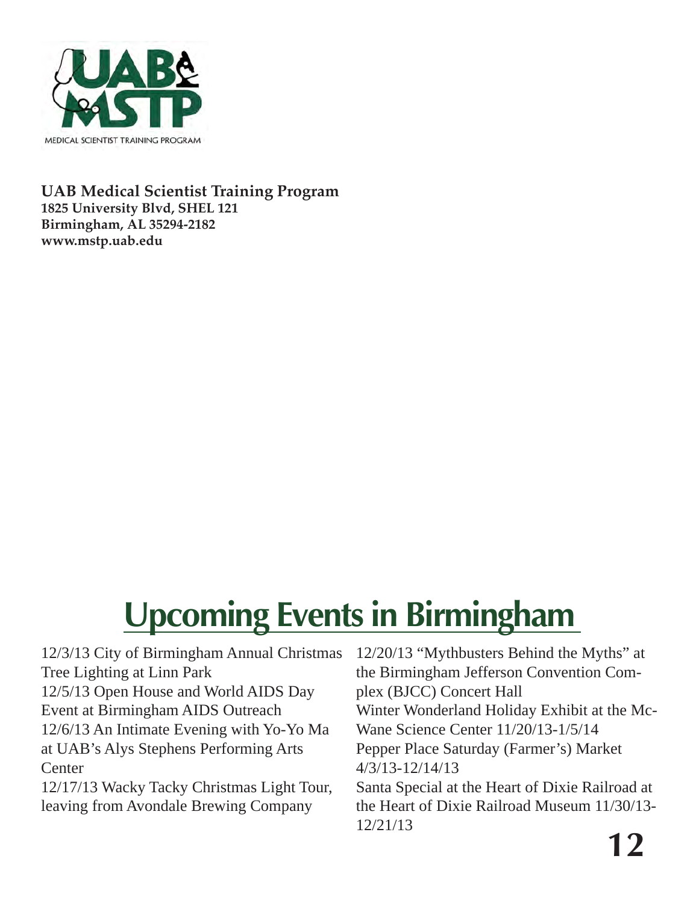MEDICAL SCIENTIST TRAINING PROGRAM

**UAB Medical Scientist Training Program**
**1825 University Blvd, SHEL 121**
**Birmingham, AL 35294-2182**
**www.mstp.uab.edu**

# Upcoming Events in Birmingham

12/3/13 City of Birmingham Annual Christmas Tree Lighting at Linn Park

12/5/13 Open House and World AIDS Day Event at Birmingham AIDS Outreach

12/6/13 An Intimate Evening with Yo-Yo Ma at UAB's Alys Stephens Performing Arts Center

12/17/13 Wacky Tacky Christmas Light Tour, leaving from Avondale Brewing Company

12/20/13 "Mythbusters Behind the Myths" at the Birmingham Jefferson Convention Complex (BJCC) Concert Hall

Winter Wonderland Holiday Exhibit at the McWane Science Center 11/20/13-1/5/14

Pepper Place Saturday (Farmer's) Market 4/3/13-12/14/13

Santa Special at the Heart of Dixie Railroad at the Heart of Dixie Railroad Museum 11/30/13-12/21/13